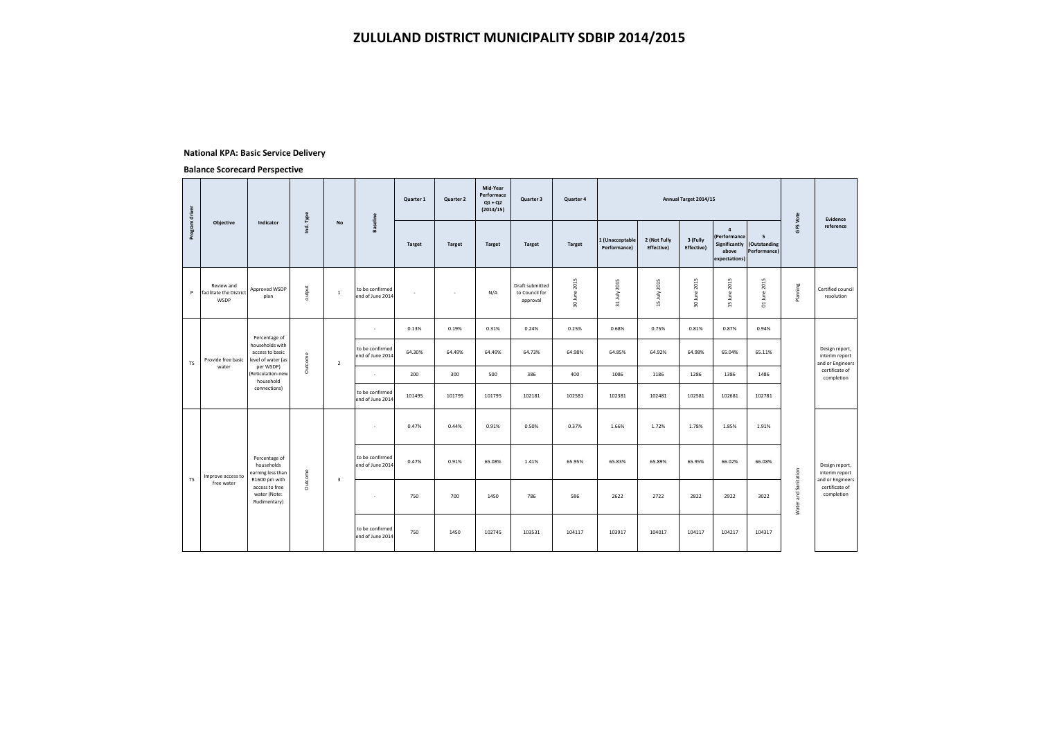# ZULULAND DISTRICT MUNICIPALITY SDBIP 2014/2015

**National KPA: Basic Service Delivery**

**Balance Scorecard Perspective**

| Program driver | Objective | Indicator | Ind. Type | No | Baseline | Quarter 1 | Quarter 2 | Mid-Year Performace Q1 + Q2 (2014/15) | Quarter 3 | Quarter 4 | Annual Target 2014/15 | | | | | GFS Vote | Evidence reference |
|---|---|---|---|---|---|---|---|---|---|---|---|---|---|---|---|---|---|
| | | | | | | Target | Target | Target | Target | Target | 1 (Unacceptable Performance) | 2 (Not Fully Effective) | 3 (Fully Effective) | 4 (Performance Significantly above expectations) | 5 (Outstanding Performance) | | |
| P | Review and facilitate the District WSDP | Approved WSDP plan | output | 1 | to be confirmed end of June 2014 | - | - | N/A | Draft submitted to Council for approval | 30 June 2015 | 31 July 2015 | 15 July 2015 | 30 June 2015 | 15 June 2015 | 01 June 2015 | Planning | Certified council resolution |
| TS | Provide free basic water | Percentage of households with access to basic level of water (as per WSDP) (Reticulation-new household connections) | Outcome | 2 | - | 0.13% | 0.19% | 0.31% | 0.24% | 0.25% | 0.68% | 0.75% | 0.81% | 0.87% | 0.94% | | Design report, interim report and or Engineers certificate of completion |
| | | | | | to be confirmed end of June 2014 | 64.30% | 64.49% | 64.49% | 64.73% | 64.98% | 64.85% | 64.92% | 64.98% | 65.04% | 65.11% | | |
| | | | | | - | 200 | 300 | 500 | 386 | 400 | 1086 | 1186 | 1286 | 1386 | 1486 | | |
| | | | | | to be confirmed end of June 2014 | 101495 | 101795 | 101795 | 102181 | 102581 | 102381 | 102481 | 102581 | 102681 | 102781 | | |
| TS | Improve access to free water | Percentage of households earning less than R1600 pm with access to free water (Note: Rudimentary) | Outcome | 3 | - | 0.47% | 0.44% | 0.91% | 0.50% | 0.37% | 1.66% | 1.72% | 1.78% | 1.85% | 1.91% | Water and Sanitation | Design report, interim report and or Engineers certificate of completion |
| | | | | | to be confirmed end of June 2014 | 0.47% | 0.91% | 65.08% | 1.41% | 65.95% | 65.83% | 65.89% | 65.95% | 66.02% | 66.08% | | |
| | | | | | - | 750 | 700 | 1450 | 786 | 586 | 2622 | 2722 | 2822 | 2922 | 3022 | | |
| | | | | | to be confirmed end of June 2014 | 750 | 1450 | 102745 | 103531 | 104117 | 103917 | 104017 | 104117 | 104217 | 104317 | | |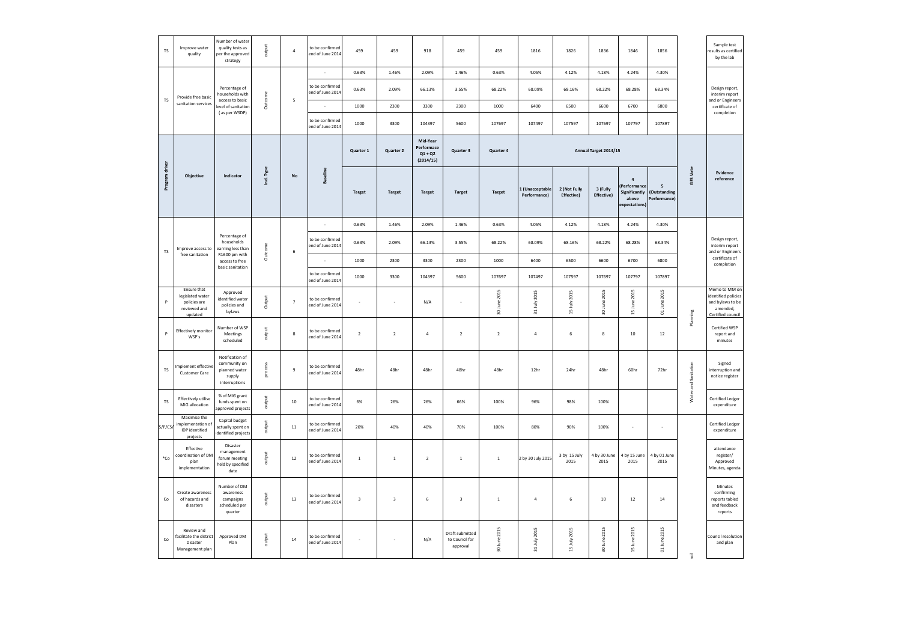| TS | Improve water quality | Number of water quality tests as per the approved strategy | output | 4 | to be confirmed end of June 2014 | 459 | 459 | 918 | 459 | 459 | 1816 | 1826 | 1836 | 1846 | 1856 | | Sample test results as certified by the lab |
|---|---|---|---|---|---|---|---|---|---|---|---|---|---|---|---|---|---|
| TS | Provide free basic sanitation services | Percentage of households with access to basic level of sanitation ( as per WSDP) | Outcome | 5 | - | 0.63% | 1.46% | 2.09% | 1.46% | 0.63% | 4.05% | 4.12% | 4.18% | 4.24% | 4.30% | | Design report, interim report and or Engineers certificate of completion |
| | | | | | to be confirmed end of June 2014 | 0.63% | 2.09% | 66.13% | 3.55% | 68.22% | 68.09% | 68.16% | 68.22% | 68.28% | 68.34% | | |
| | | | | | - | 1000 | 2300 | 3300 | 2300 | 1000 | 6400 | 6500 | 6600 | 6700 | 6800 | | |
| | | | | | to be confirmed end of June 2014 | 1000 | 3300 | 104397 | 5600 | 107697 | 107497 | 107597 | 107697 | 107797 | 107897 | | |

| Program driver | Objective | Indicator | Ind. Type | No | Baseline | Quarter 1 | Quarter 2 | Mid-Year Performace Q1 + Q2 (2014/15) | Quarter 3 | Quarter 4 | Annual Target 2014/15 | | | | | GFS Vote | Evidence reference |
|---|---|---|---|---|---|---|---|---|---|---|---|---|---|---|---|---|---|
| | | | | | | Target | Target | Target | Target | Target | 1 (Unacceptable Performance) | 2 (Not Fully Effective) | 3 (Fully Effective) | 4 (Performance Significantly above expectations) | 5 (Outstanding Performance) | | |
| TS | Improve access to free sanitation | Percentage of households earning less than R1600 pm with access to free basic sanitation | Outcome | 6 | - | 0.63% | 1.46% | 2.09% | 1.46% | 0.63% | 4.05% | 4.12% | 4.18% | 4.24% | 4.30% | | Design report, interim report and or Engineers certificate of completion |
| | | | | | to be confirmed end of June 2014 | 0.63% | 2.09% | 66.13% | 3.55% | 68.22% | 68.09% | 68.16% | 68.22% | 68.28% | 68.34% | | |
| | | | | | - | 1000 | 2300 | 3300 | 2300 | 1000 | 6400 | 6500 | 6600 | 6700 | 6800 | | |
| | | | | | to be confirmed end of June 2014 | 1000 | 3300 | 104397 | 5600 | 107697 | 107497 | 107597 | 107697 | 107797 | 107897 | | |
| P | Ensure that legislated water policies are reviewed and updated | Approved identified water policies and bylaws | Output | 7 | to be confirmed end of June 2014 | - | - | N/A | - | 30 June 2015 | 31 July 2015 | 15 July 2015 | 30 June 2015 | 15 June 2015 | 01 June 2015 | Planning | Memo to MM on identified policies and bylaws to be amended, Certified council |
| P | Effectively monitor WSP's | Number of WSP Meetings scheduled | output | 8 | to be confirmed end of June 2014 | 2 | 2 | 4 | 2 | 2 | 4 | 6 | 8 | 10 | 12 | | Certified WSP report and minutes |
| TS | Implement effective Customer Care | Notification of community on planned water supply interruptions | process | 9 | to be confirmed end of June 2014 | 48hr | 48hr | 48hr | 48hr | 48hr | 12hr | 24hr | 48hr | 60hr | 72hr | Water and Sanitation | Signed interruption and notice register |
| TS | Effectively utilise MIG allocation | % of MIG grant funds spent on approved projects | output | 10 | to be confirmed end of June 2014 | 6% | 26% | 26% | 66% | 100% | 96% | 98% | 100% | | | | Certified Ledger expenditure |
| S/P/CS/ | Maximise the implementation of IDP identified projects | Capital budget actually spent on identified projects | output | 11 | to be confirmed end of June 2014 | 20% | 40% | 40% | 70% | 100% | 80% | 90% | 100% | - | - | | Certified Ledger expenditure |
| *Co | Effective coordination of DM plan implementation | Disaster management forum meeting held by specified date | output | 12 | to be confirmed end of June 2014 | 1 | 1 | 2 | 1 | 1 | 2 by 30 July 2015 | 3 by 15 July 2015 | 4 by 30 June 2015 | 4 by 15 June 2015 | 4 by 01 June 2015 | | attendance register/ Approved Minutes, agenda |
| Co | Create awareness of hazards and disasters | Number of DM awareness campaigns scheduled per quarter | output | 13 | to be confirmed end of June 2014 | 3 | 3 | 6 | 3 | 1 | 4 | 6 | 10 | 12 | 14 | | Minutes confirming reports tabled and feedback reports |
| Co | Review and facilitate the district Disaster Management plan | Approved DM Plan | output | 14 | to be confirmed end of June 2014 | - | - | N/A | Draft submitted to Council for approval | 30 June 2015 | 31 July 2015 | 15 July 2015 | 30 June 2015 | 15 June 2015 | 01 June 2015 | ncil | Council resolution and plan |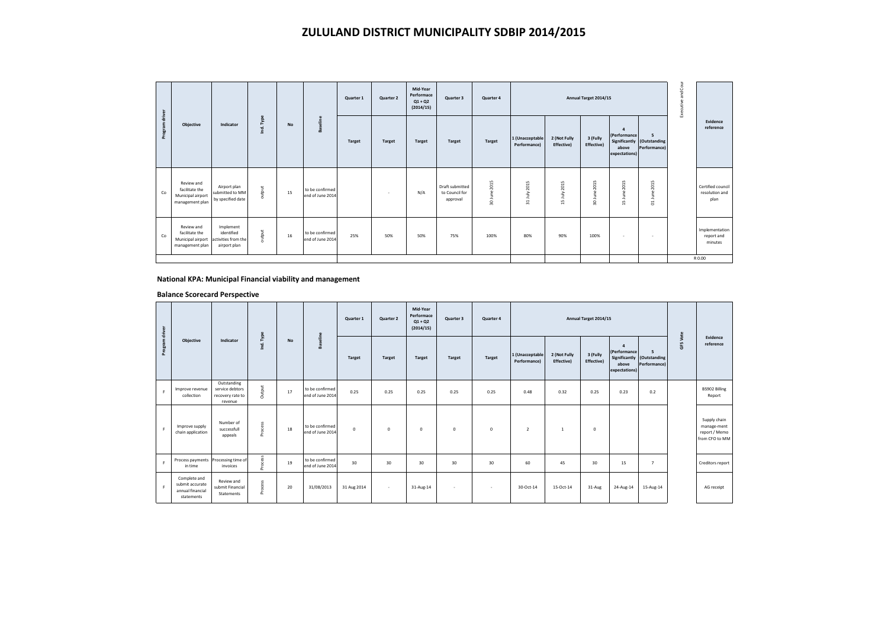# ZULULAND DISTRICT MUNICIPALITY SDBIP 2014/2015

| Program driver | Objective | Indicator | Ind. Type | No | Baseline | Quarter 1 | Quarter 2 | Mid-Year Performace Q1 + Q2 (2014/15) | Quarter 3 | Quarter 4 | Annual Target 2014/15 | | | | | Executive and Cour | Evidence reference |
|---|---|---|---|---|---|---|---|---|---|---|---|---|---|---|---|---|---|
| | | | | | | Target | Target | Target | Target | Target | 1 (Unacceptable Performance) | 2 (Not Fully Effective) | 3 (Fully Effective) | 4 (Performance Significantly above expectations) | 5 (Outstanding Performance) | | |
| Co | Review and facilitate the Municipal airport management plan | Airport plan submitted to MM by specified date | output | 15 | to be confirmed end of June 2014 | | - | N/A | Draft submitted to Council for approval | 30 June 2015 | 31 July 2015 | 15 July 2015 | 30 June 2015 | 15 June 2015 | 01 June 2015 | | Certified council resolution and plan |
| Co | Review and facilitate the Municipal airport management plan | Implement identified activities from the airport plan | output | 16 | to be confirmed end of June 2014 | 25% | 50% | 50% | 75% | 100% | 80% | 90% | 100% | - | - | | Implementation report and minutes |
| | | | | | | | | | | | | | | | | | R 0.00 |

**National KPA: Municipal Financial viability and management**

**Balance Scorecard Perspective**

| Program driver | Objective | Indicator | Ind. Type | No | Baseline | Quarter 1 | Quarter 2 | Mid-Year Performace Q1 + Q2 (2014/15) | Quarter 3 | Quarter 4 | Annual Target 2014/15 | | | | | GFS Vote | Evidence reference |
|---|---|---|---|---|---|---|---|---|---|---|---|---|---|---|---|---|---|
| | | | | | | Target | Target | Target | Target | Target | 1 (Unacceptable Performance) | 2 (Not Fully Effective) | 3 (Fully Effective) | 4 (Performance Significantly above expectations) | 5 (Outstanding Performance) | | |
| F | Improve revenue collection | Outstanding service debtors recovery rate to revenue | Output | 17 | to be confirmed end of June 2014 | 0.25 | 0.25 | 0.25 | 0.25 | 0.25 | 0.48 | 0.32 | 0.25 | 0.23 | 0.2 | | BS902 Billing Report |
| F | Improve supply chain application | Number of successfull appeals | Process | 18 | to be confirmed end of June 2014 | 0 | 0 | 0 | 0 | 0 | 2 | 1 | 0 | | | | Supply chain manage-ment report / Memo from CFO to MM |
| F | Process payments in time | Processing time of invoices | Process | 19 | to be confirmed end of June 2014 | 30 | 30 | 30 | 30 | 30 | 60 | 45 | 30 | 15 | 7 | | Creditors report |
| F | Complete and submit accurate annual financial statements | Review and submit Financial Statements | Process | 20 | 31/08/2013 | 31 Aug 2014 | - | 31-Aug-14 | - | - | 30-Oct-14 | 15-Oct-14 | 31-Aug | 24-Aug-14 | 15-Aug-14 | | AG receipt |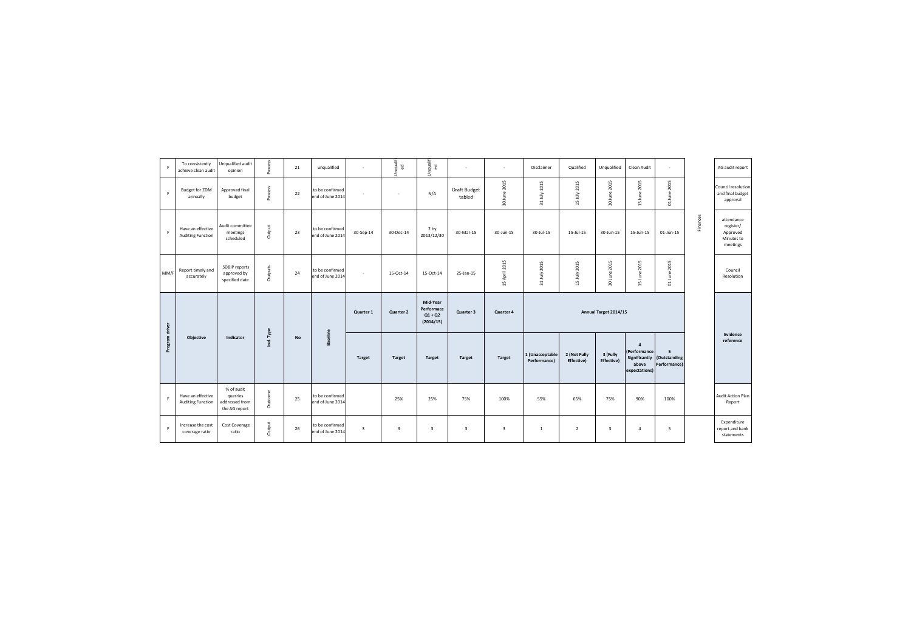| F | To consistently achieve clean audit | Unqualified audit opinion | Process | 21 | unqualified | - | Unqualified | Unqualified | - | - | Disclaimer | Qualified | Unqualified | Clean Audit | - | | AG audit report |
|---|---|---|---|---|---|---|---|---|---|---|---|---|---|---|---|---|---|
| F | Budget for ZDM annually | Approved final budget | Process | 22 | to be confirmed end of June 2014 | - | - | N/A | Draft Budget tabled | 30 June 2015 | 31 July 2015 | 15 July 2015 | 30 June 2015 | 15 June 2015 | 01 June 2015 | | Council resolution and final budget approval |
| F | Have an effective Auditing Function | Audit committee meetings scheduled | Output | 23 | to be confirmed end of June 2014 | 30-Sep-14 | 30-Dec-14 | 2 by 2013/12/30 | 30-Mar-15 | 30-Jun-15 | 30-Jul-15 | 15-Jul-15 | 30-Jun-15 | 15-Jun-15 | 01-Jun-15 | Finances | attendance register/ Approved Minutes to meetings |
| MM/F | Report timely and accurately | SDBIP reports approved by specified date | Outputs | 24 | to be confirmed end of June 2014 | - | 15-Oct-14 | 15-Oct-14 | 25-Jan-15 | 15 April 2015 | 31 July 2015 | 15 July 2015 | 30 June 2015 | 15 June 2015 | 01 June 2015 | | Council Resolution |
| **Program driver** | **Objective** | **Indicator** | **Ind. Type** | **No** | **Baseline** | **Quarter 1** | **Quarter 2** | **Mid-Year Performace Q1 + Q2 (2014/15)** | **Quarter 3** | **Quarter 4** | **Annual Target 2014/15** | | | | | | **Evidence reference** |
| | | | | | | **Target** | **Target** | **Target** | **Target** | **Target** | **1 (Unacceptable Performance)** | **2 (Not Fully Effective)** | **3 (Fully Effective)** | **4 (Performance Significantly above expectations)** | **5 (Outstanding Performance)** | | |
| F | Have an effective Auditing Function | % of audit querries addressed from the AG report | Outcome | 25 | to be confirmed end of June 2014 | | 25% | 25% | 75% | 100% | 55% | 65% | 75% | 90% | 100% | | Audit Action Plan Report |
| F | Increase the cost coverage ratio | Cost Coverage ratio | Output | 26 | to be confirmed end of June 2014 | 3 | 3 | 3 | 3 | 3 | 1 | 2 | 3 | 4 | 5 | | Expenditure report and bank statements |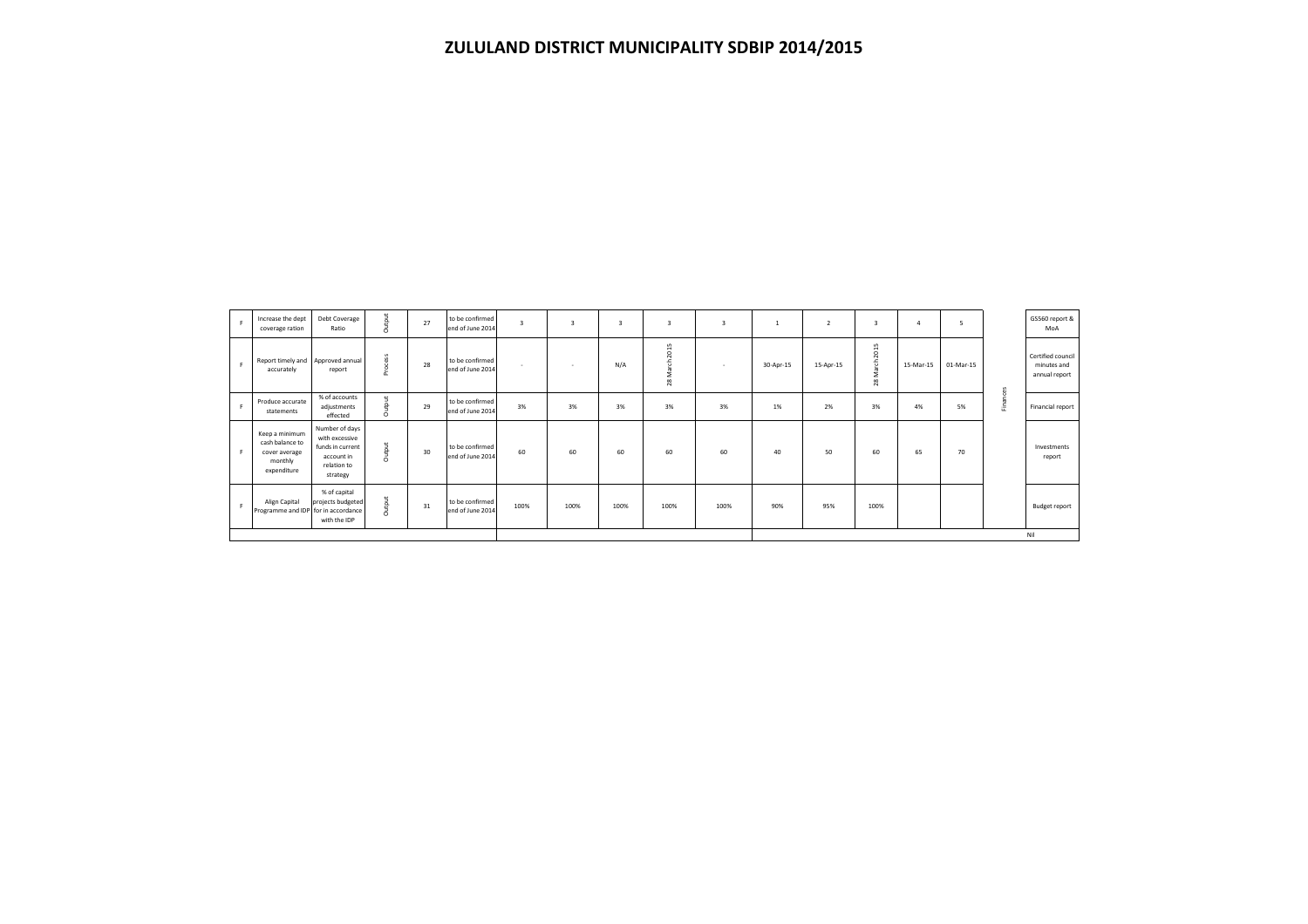# ZULULAND DISTRICT MUNICIPALITY SDBIP 2014/2015

| | | | | | | | | | | | | | | | | | |
|---|---|---|---|---|---|---|---|---|---|---|---|---|---|---|---|---|---|
| F | Increase the dept coverage ration | Debt Coverage Ratio | Output | 27 | to be confirmed end of June 2014 | 3 | 3 | 3 | 3 | 3 | 1 | 2 | 3 | 4 | 5 | Finances | GS560 report & MoA |
| F | Report timely and accurately | Approved annual report | Process | 28 | to be confirmed end of June 2014 | - | - | N/A | 28 March 2015 | - | 30-Apr-15 | 15-Apr-15 | 28 March 2015 | 15-Mar-15 | 01-Mar-15 | | Certified council minutes and annual report |
| F | Produce accurate statements | % of accounts adjustments effected | Output | 29 | to be confirmed end of June 2014 | 3% | 3% | 3% | 3% | 3% | 1% | 2% | 3% | 4% | 5% | | Financial report |
| F | Keep a minimum cash balance to cover average monthly expenditure | Number of days with excessive funds in current account in relation to strategy | Output | 30 | to be confirmed end of June 2014 | 60 | 60 | 60 | 60 | 60 | 40 | 50 | 60 | 65 | 70 | | Investments report |
| F | Align Capital Programme and IDP | % of capital projects budgeted for in accordance with the IDP | Output | 31 | to be confirmed end of June 2014 | 100% | 100% | 100% | 100% | 100% | 90% | 95% | 100% | | | | Budget report |
| | | | | | | | | | | | | | | | | | Nil |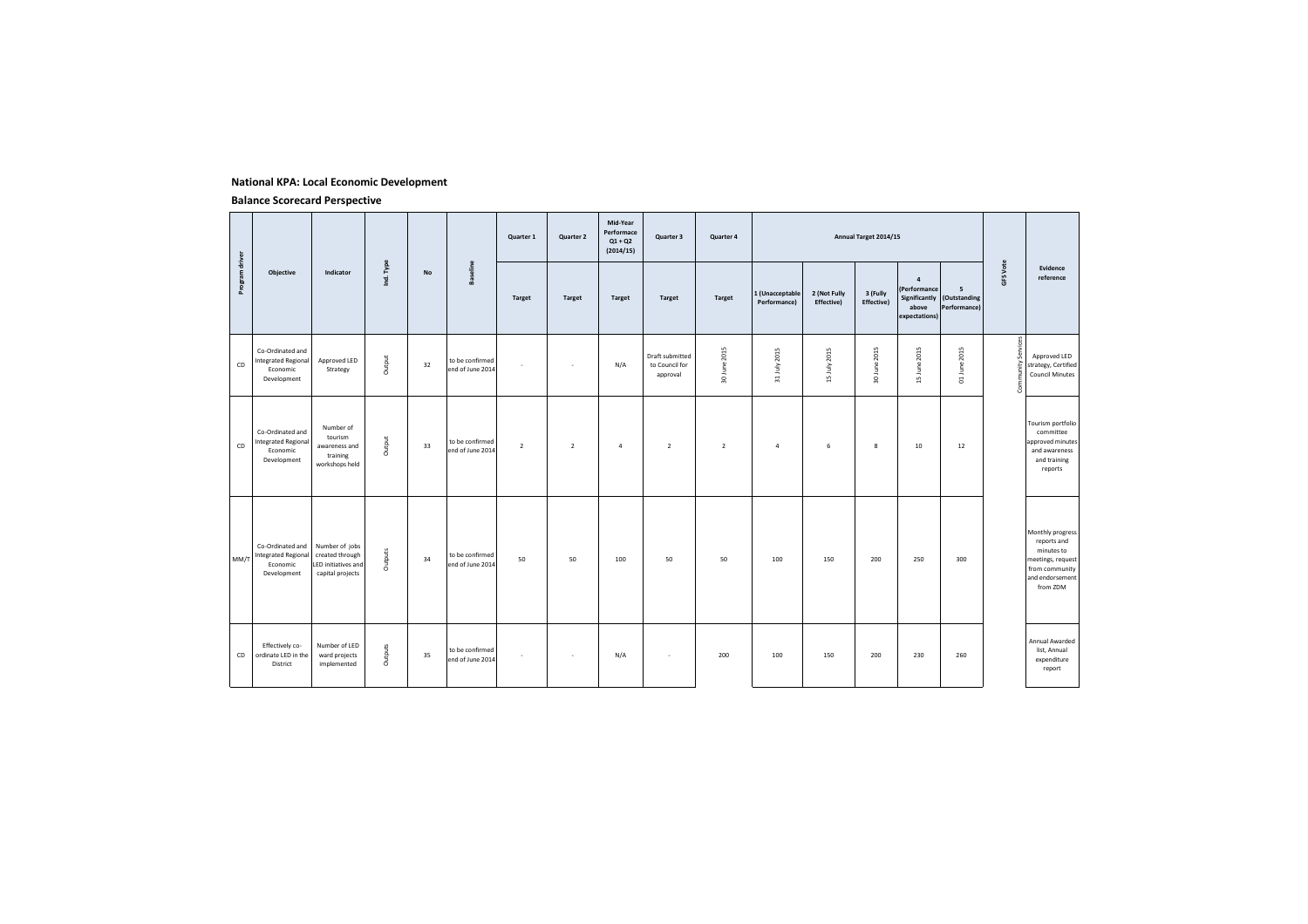**National KPA: Local Economic Development**

**Balance Scorecard Perspective**

| Program driver | Objective | Indicator | Ind. Type | No | Baseline | Quarter 1 | Quarter 2 | Mid-Year Performace Q1 + Q2 (2014/15) | Quarter 3 | Quarter 4 | Annual Target 2014/15 | | | | | GFS Vote | Evidence reference |
|---|---|---|---|---|---|---|---|---|---|---|---|---|---|---|---|---|---|
| | | | | | | Target | Target | Target | Target | Target | 1 (Unacceptable Performance) | 2 (Not Fully Effective) | 3 (Fully Effective) | 4 (Performance Significantly above expectations) | 5 (Outstanding Performance) | | |
| CD | Co-Ordinated and Integrated Regional Economic Development | Approved LED Strategy | Output | 32 | to be confirmed end of June 2014 | - | - | N/A | Draft submitted to Council for approval | 30 June 2015 | 31 July 2015 | 15 July 2015 | 30 June 2015 | 15 June 2015 | 01 June 2015 | Community Services | Approved LED strategy, Certified Council Minutes |
| CD | Co-Ordinated and Integrated Regional Economic Development | Number of tourism awareness and training workshops held | Output | 33 | to be confirmed end of June 2014 | 2 | 2 | 4 | 2 | 2 | 4 | 6 | 8 | 10 | 12 | | Tourism portfolio committee approved minutes and awareness and training reports |
| MM/T | Co-Ordinated and Integrated Regional Economic Development | Number of jobs created through LED initiatives and capital projects | Outputs | 34 | to be confirmed end of June 2014 | 50 | 50 | 100 | 50 | 50 | 100 | 150 | 200 | 250 | 300 | | Monthly progress reports and minutes to meetings, request from community and endorsement from ZDM |
| CD | Effectively co-ordinate LED in the District | Number of LED ward projects implemented | Outputs | 35 | to be confirmed end of June 2014 | - | - | N/A | - | 200 | 100 | 150 | 200 | 230 | 260 | | Annual Awarded list, Annual expenditure report |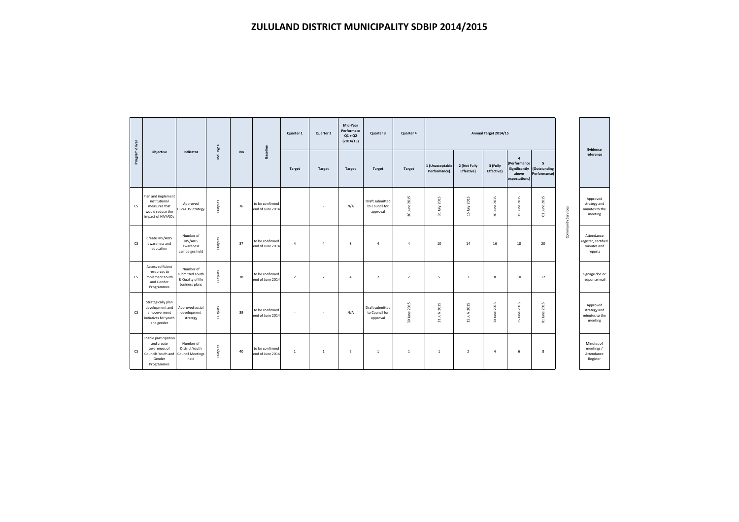# ZULULAND DISTRICT MUNICIPALITY SDBIP 2014/2015

| Program driver | Objective | Indicator | Ind. Type | No | Baseline | Quarter 1 | Quarter 2 | Mid-Year Performace Q1 + Q2 (2014/15) | Quarter 3 | Quarter 4 | Annual Target 2014/15 | | | | | | Evidence reference |
|---|---|---|---|---|---|---|---|---|---|---|---|---|---|---|---|---|---|
| | | | | | | Target | Target | Target | Target | Target | 1 (Unacceptable Performance) | 2 (Not Fully Effective) | 3 (Fully Effective) | 4 (Performance Significantly above expectations) | 5 (Outstanding Performance) | | |
| CS | Plan and implement institutional measures that would reduce the impact of HIV/AIDs | Approved HIV/ADS Strategy | Outputs | 36 | to be confirmed end of June 2014 | | - | N/A | Draft submitted to Council for approval | 30 June 2015 | 31 July 2015 | 15 July 2015 | 30 June 2015 | 15 June 2015 | 01 June 2015 | Community Services | Approved strategy and minutes to the meeting |
| CS | Create HIV/AIDS awareness and education | Number of HIV/AIDS awareness campaigns held | Outputs | 37 | to be confirmed end of June 2014 | 4 | 4 | 8 | 4 | 4 | 10 | 14 | 16 | 18 | 20 | | Attendance register, certified minutes and reports |
| CS | Access sufficient resources to implement Youth and Gender Programmes | Number of submitted Youth & Quality of life business plans | Outputs | 38 | to be confirmed end of June 2014 | 2 | 2 | 4 | 2 | 2 | 5 | 7 | 8 | 10 | 12 | | signage doc or response mail |
| CS | Strategically plan development and empowerment initiatives for youth and gender | Approved social development strategy | Outputs | 39 | to be confirmed end of June 2014 | - | - | N/A | Draft submitted to Council for approval | 30 June 2015 | 31 July 2015 | 15 July 2015 | 30 June 2015 | 15 June 2015 | 01 June 2015 | | Approved strategy and minutes to the meeting |
| CS | Enable participation and create awareness of Councils Youth and Gender Programmes | Number of District Youth Council Meetings held | Outputs | 40 | to be confirmed end of June 2014 | 1 | 1 | 2 | 1 | 1 | 1 | 2 | 4 | 6 | 8 | | Minutes of meetings / Attendance Register |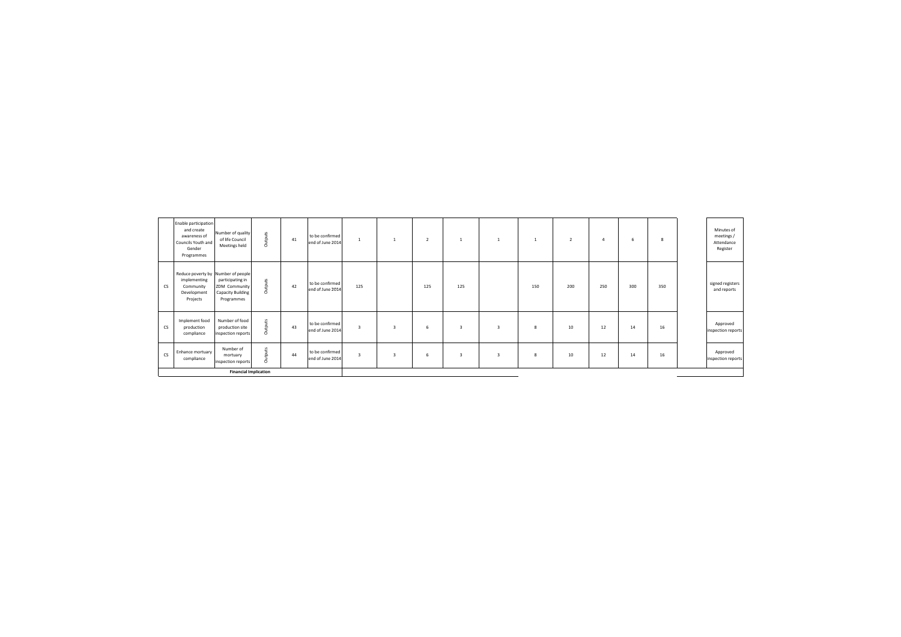|  | Enable participation and create awareness of Councils Youth and Gender Programmes | Number of quality of life Council Meetings held | Outputs | 41 | to be confirmed end of June 2014 | 1 | 1 | 2 | 1 | 1 | 1 | 2 | 4 | 6 | 8 |  | Minutes of meetings / Attendance Register |
|---|---|---|---|---|---|---|---|---|---|---|---|---|---|---|---|---|---|
| CS | Reduce poverty by implementing Community Development Projects | Number of people participating in ZDM Community Capacity Building Programmes | Outputs | 42 | to be confirmed end of June 2014 | 125 |  | 125 | 125 |  | 150 | 200 | 250 | 300 | 350 |  | signed registers and reports |
| CS | Implement food production compliance | Number of food production site inspection reports | Outputs | 43 | to be confirmed end of June 2014 | 3 | 3 | 6 | 3 | 3 | 8 | 10 | 12 | 14 | 16 |  | Approved inspection reports |
| CS | Enhance mortuary compliance | Number of mortuary inspection reports | Outputs | 44 | to be confirmed end of June 2014 | 3 | 3 | 6 | 3 | 3 | 8 | 10 | 12 | 14 | 16 |  | Approved inspection reports |
| **Financial Implication** |  |  |  |  |  |  |  |  |  |  |  |  |  |  |  |  |  |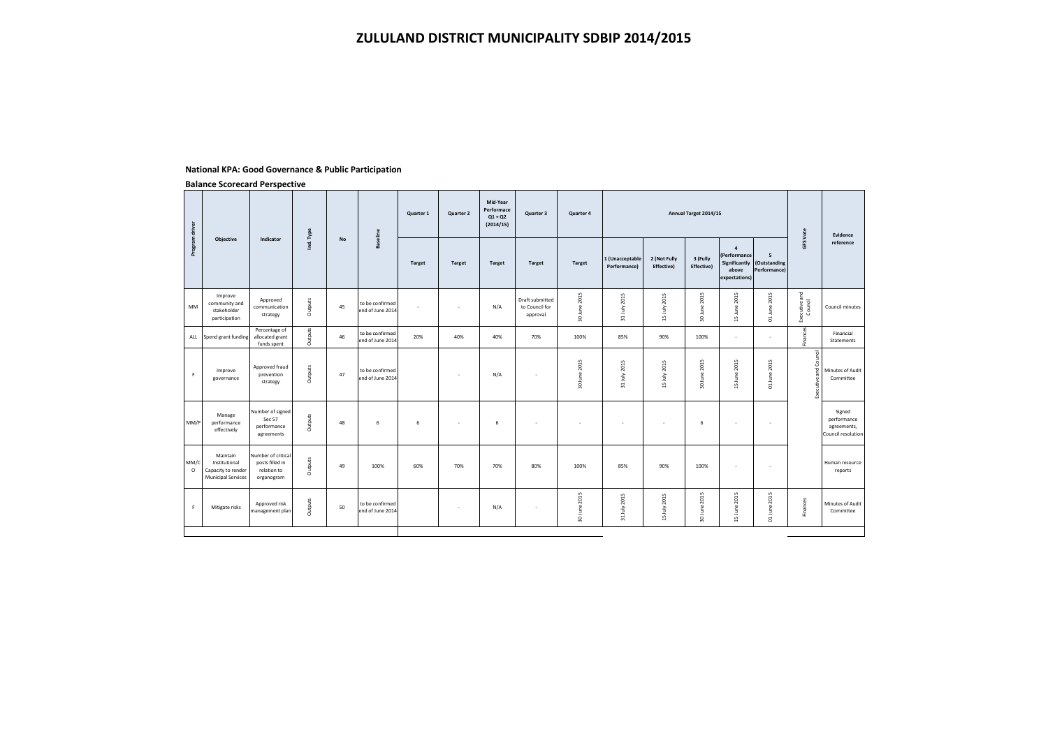# ZULULAND DISTRICT MUNICIPALITY SDBIP 2014/2015

**National KPA: Good Governance & Public Participation**

**Balance Scorecard Perspective**

| Program driver | Objective | Indicator | Ind. Type | No | Baseline | Quarter 1 | Quarter 2 | Mid-Year Performace Q1 + Q2 (2014/15) | Quarter 3 | Quarter 4 | Annual Target 2014/15 | | | | | GFS Vote | Evidence reference |
|---|---|---|---|---|---|---|---|---|---|---|---|---|---|---|---|---|---|
| | | | | | | Target | Target | Target | Target | Target | 1 (Unacceptable Performance) | 2 (Not Fully Effective) | 3 (Fully Effective) | 4 (Performance Significantly above expectations) | 5 (Outstanding Performance) | | |
| MM | Improve community and stakeholder participation | Approved communication strategy | Outputs | 45 | to be confirmed end of June 2014 | - | - | N/A | Draft submitted to Council for approval | 30 June 2015 | 31 July 2015 | 15 July 2015 | 30 June 2015 | 15 June 2015 | 01 June 2015 | Executive and Council | Council minutes |
| ALL | Spend grant funding | Percentage of allocated grant funds spent | Outputs | 46 | to be confirmed end of June 2014 | 20% | 40% | 40% | 70% | 100% | 85% | 90% | 100% | - | - | Finances | Financial Statements |
| F | Improve governance | Approved fraud prevention strategy | Outputs | 47 | to be confirmed end of June 2014 | | - | N/A | - | 30 June 2015 | 31 July 2015 | 15 July 2015 | 30 June 2015 | 15 June 2015 | 01 June 2015 | Executive and Council | Minutes of Audit Committee |
| MM/P | Manage performance effectively | Number of signed Sec 57 performance agreements | Outputs | 48 | 6 | 6 | - | 6 | - | - | - | - | 6 | - | - | | Signed performance agreements, Council resolution |
| MM/CO | Maintain Institutional Capacity to render Municipal Services | Number of critical posts filled in relation to organogram | Outputs | 49 | 100% | 60% | 70% | 70% | 80% | 100% | 85% | 90% | 100% | - | - | | Human resource reports |
| F | Mitigate risks | Approved risk management plan | Outputs | 50 | to be confirmed end of June 2014 | | - | N/A | - | 30 June 2015 | 31 July 2015 | 15 July 2015 | 30 June 2015 | 15 June 2015 | 01 June 2015 | Finances | Minutes of Audit Committee |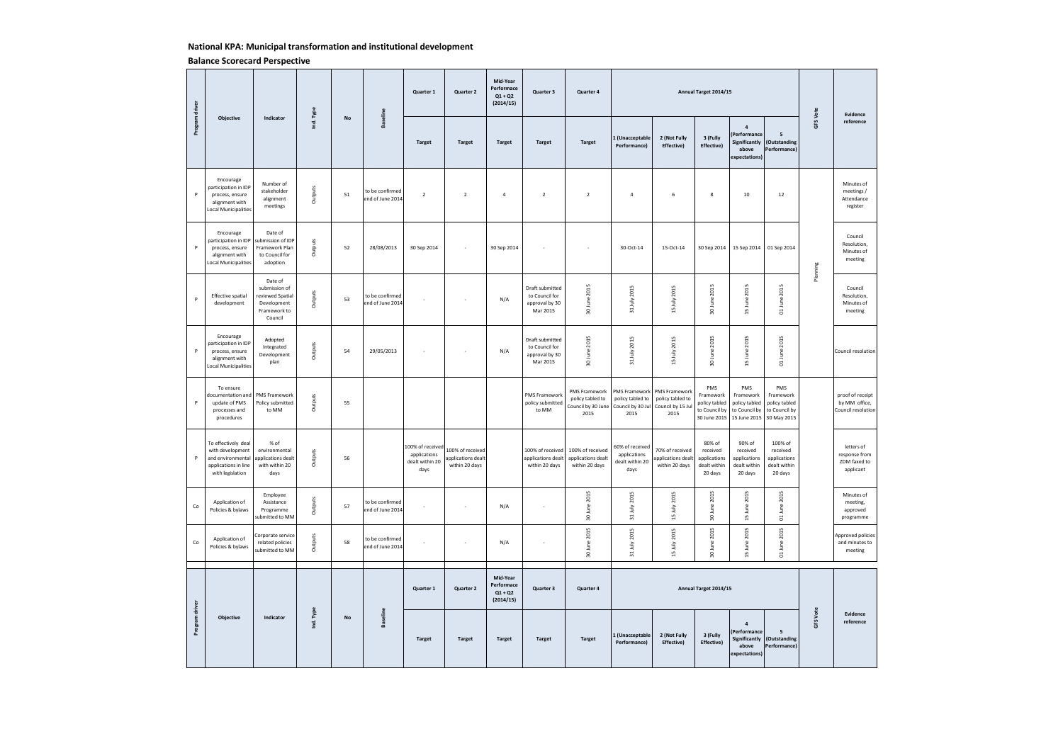**National KPA: Municipal transformation and institutional development**

**Balance Scorecard Perspective**

| Program driver | Objective | Indicator | Ind. Type | No | Baseline | Quarter 1 | Quarter 2 | Mid-Year Performace Q1 + Q2 (2014/15) | Quarter 3 | Quarter 4 | Annual Target 2014/15 | | | | | GFS Vote | Evidence reference |
|---|---|---|---|---|---|---|---|---|---|---|---|---|---|---|---|---|---|
| | | | | | | Target | Target | Target | Target | Target | 1 (Unacceptable Performance) | 2 (Not Fully Effective) | 3 (Fully Effective) | 4 (Performance Significantly above expectations) | 5 (Outstanding Performance) | | |
| P | Encourage participation in IDP process, ensure alignment with Local Municipalities | Number of stakeholder alignment meetings | Outputs | 51 | to be confirmed end of June 2014 | 2 | 2 | 4 | 2 | 2 | 4 | 6 | 8 | 10 | 12 | Planning | Minutes of meetings / Attendance register |
| P | Encourage participation in IDP process, ensure alignment with Local Municipalities | Date of submission of IDP Framework Plan to Council for adoption | Outputs | 52 | 28/08/2013 | 30 Sep 2014 | - | 30 Sep 2014 | - | - | 30-Oct-14 | 15-Oct-14 | 30 Sep 2014 | 15 Sep 2014 | 01 Sep 2014 | Planning | Council Resolution, Minutes of meeting |
| P | Effective spatial development | Date of submission of reviewed Spatial Development Framework to Council | Outputs | 53 | to be confirmed end of June 2014 | - | - | N/A | Draft submitted to Council for approval by 30 Mar 2015 | 30 June 2015 | 31 July 2015 | 15 July 2015 | 30 June 2015 | 15 June 2015 | 01 June 2015 | Planning | Council Resolution, Minutes of meeting |
| P | Encourage participation in IDP process, ensure alignment with Local Municipalities | Adopted Integrated Development plan | Outputs | 54 | 29/05/2013 | - | - | N/A | Draft submitted to Council for approval by 30 Mar 2015 | 30 June 2015 | 31 July 2015 | 15 July 2015 | 30 June 2015 | 15 June 2015 | 01 June 2015 | Planning | Council resolution |
| P | To ensure documentation and update of PMS processes and procedures | PMS Framework Policy submitted to MM | Outputs | 55 | | | | | PMS Framework policy submitted to MM | PMS Framework policy tabled to Council by 30 June 2015 | PMS Framework policy tabled to Council by 30 Jul 2015 | PMS Framework policy tabled to Council by 15 Jul 2015 | PMS Framework policy tabled to Council by 30 June 2015 | PMS Framework policy tabled to Council by 15 June 2015 | PMS Framework policy tabled to Council by 30 May 2015 | | proof of receipt by MM office, Council resolution |
| P | To effectively deal with development and environmental applications in line with legislation | % of environmental applications dealt with within 20 days | Outputs | 56 | | 100% of received applications dealt within 20 days | 100% of received applications dealt within 20 days | | 100% of received applications dealt within 20 days | 100% of received applications dealt within 20 days | 60% of received applications dealt within 20 days | 70% of received applications dealt within 20 days | 80% of received applications dealt within 20 days | 90% of received applications dealt within 20 days | 100% of received applications dealt within 20 days | | letters of response from ZDM faxed to applicant |
| Co | Application of Policies & bylaws | Employee Assistance Programme submitted to MM | Outputs | 57 | to be confirmed end of June 2014 | - | - | N/A | - | 30 June 2015 | 31 July 2015 | 15 July 2015 | 30 June 2015 | 15 June 2015 | 01 June 2015 | | Minutes of meeting, approved programme |
| Co | Application of Policies & bylaws | Corporate service related policies submitted to MM | Outputs | 58 | to be confirmed end of June 2014 | - | - | N/A | - | 30 June 2015 | 31 July 2015 | 15 July 2015 | 30 June 2015 | 15 June 2015 | 01 June 2015 | | Approved policies and minutes to meeting |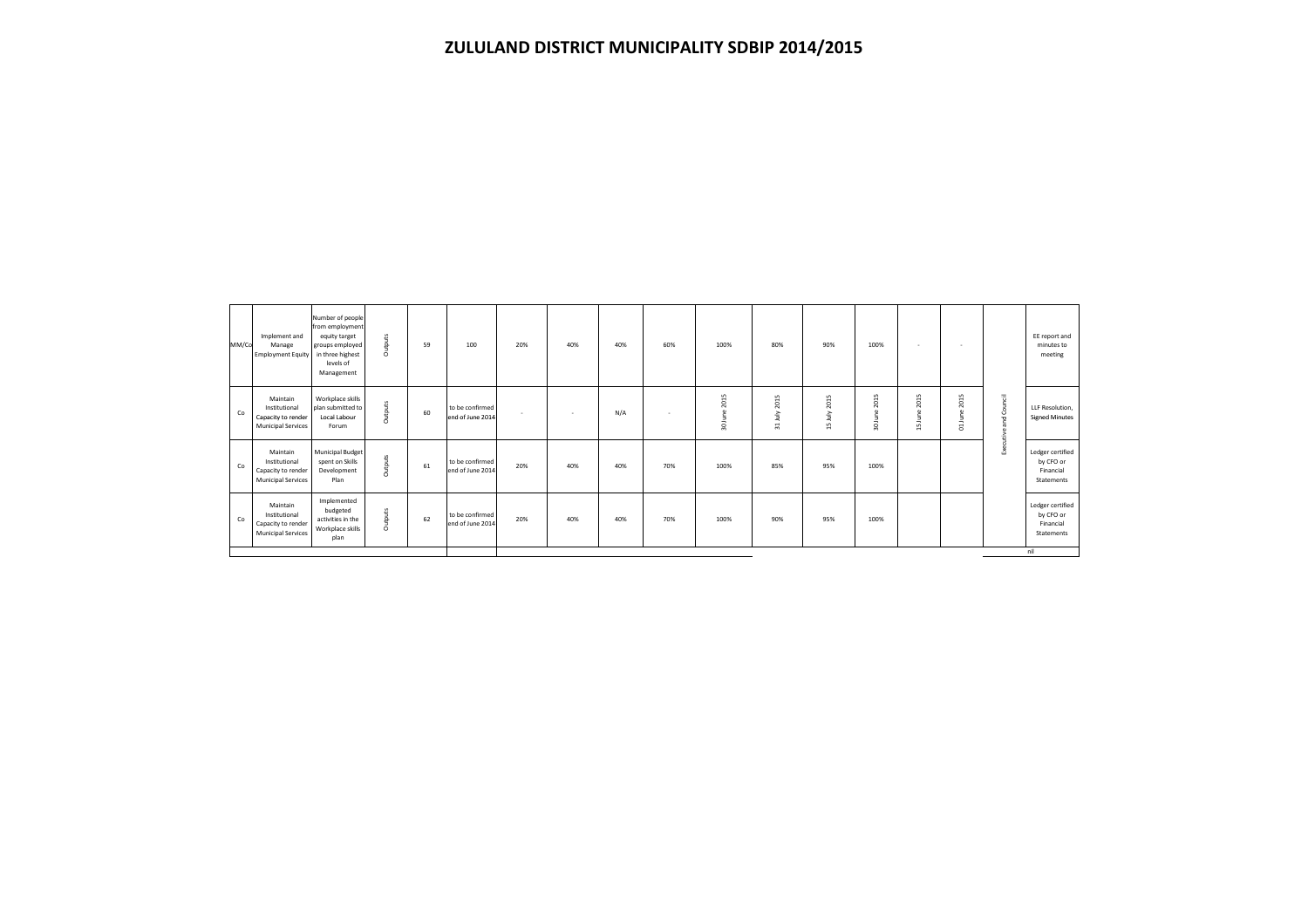# ZULULAND DISTRICT MUNICIPALITY SDBIP 2014/2015

| | | | | | | | | | | | | | | | | | |
|---|---|---|---|---|---|---|---|---|---|---|---|---|---|---|---|---|---|
| MM/Co | Implement and Manage Employment Equity | Number of people from employment equity target groups employed in three highest levels of Management | Outputs | 59 | 100 | 20% | 40% | 40% | 60% | 100% | 80% | 90% | 100% | - | - | Executive and Council | EE report and minutes to meeting |
| Co | Maintain Institutional Capacity to render Municipal Services | Workplace skills plan submitted to Local Labour Forum | Outputs | 60 | to be confirmed end of June 2014 | - | - | N/A | - | 30 June 2015 | 31 July 2015 | 15 July 2015 | 30 June 2015 | 15 June 2015 | 01 June 2015 | | LLF Resolution, Signed Minutes |
| Co | Maintain Institutional Capacity to render Municipal Services | Municipal Budget spent on Skills Development Plan | Outputs | 61 | to be confirmed end of June 2014 | 20% | 40% | 40% | 70% | 100% | 85% | 95% | 100% | | | | Ledger certified by CFO or Financial Statements |
| Co | Maintain Institutional Capacity to render Municipal Services | Implemented budgeted activities in the Workplace skills plan | Outputs | 62 | to be confirmed end of June 2014 | 20% | 40% | 40% | 70% | 100% | 90% | 95% | 100% | | | | Ledger certified by CFO or Financial Statements |
| | | | | | | | | | | | | | | | | | nil |